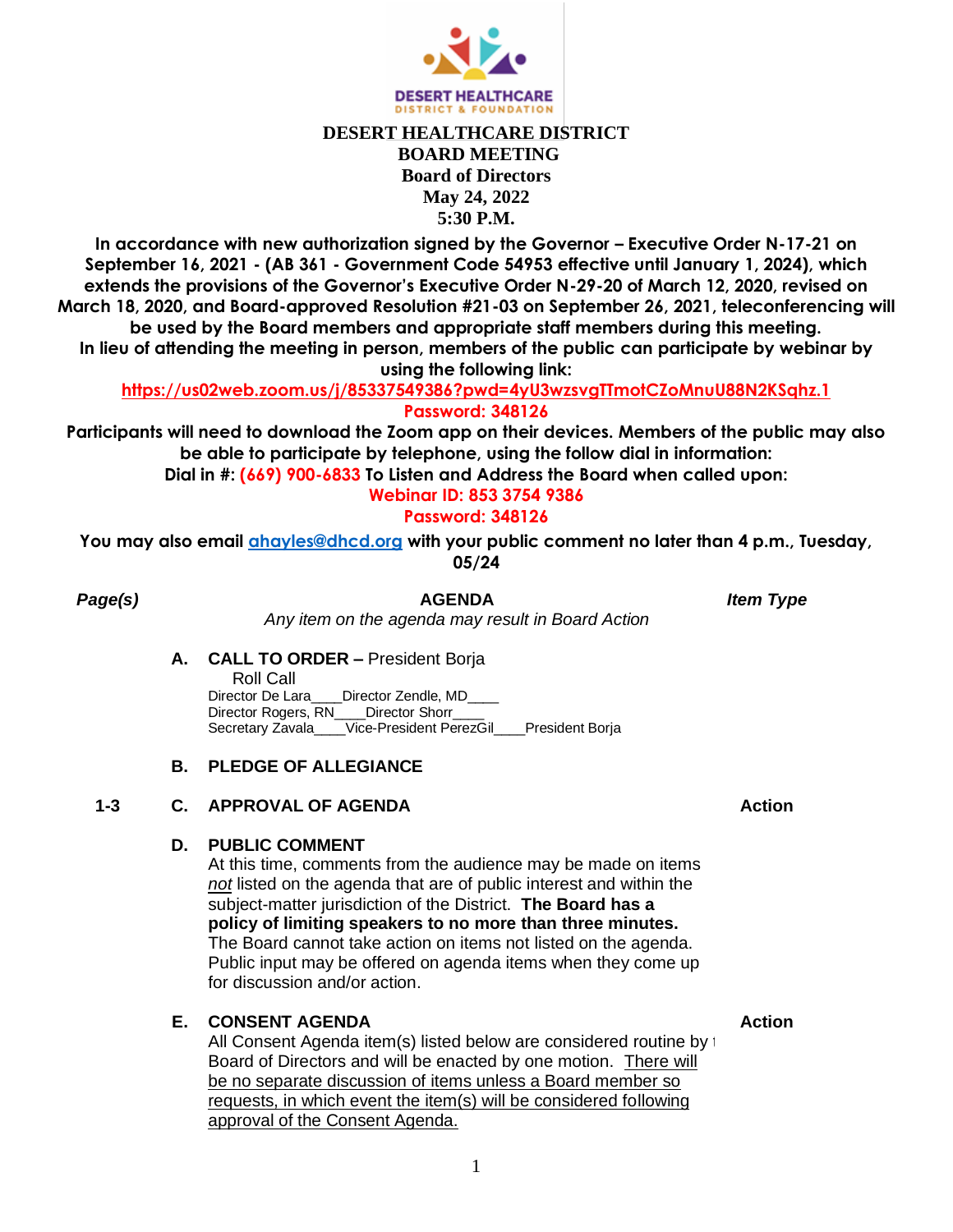DESERT HEALTHCARE DISTRICT & FOUNDATION

# DESERT HEALTHCARE DISTRICT
## BOARD MEETING
### Board of Directors
### May 24, 2022
### 5:30 P.M.

**In accordance with new authorization signed by the Governor – Executive Order N-17-21 on September 16, 2021 - (AB 361 - Government Code 54953 effective until January 1, 2024), which extends the provisions of the Governor's Executive Order N-29-20 of March 12, 2020, revised on March 18, 2020, and Board-approved Resolution #21-03 on September 26, 2021, teleconferencing will be used by the Board members and appropriate staff members during this meeting.**

**In lieu of attending the meeting in person, members of the public can participate by webinar by using the following link:**

**https://us02web.zoom.us/j/85337549386?pwd=4yU3wzsvgTTmotCZoMnuU88N2KSqhz.1**

**Password: 348126**

**Participants will need to download the Zoom app on their devices. Members of the public may also be able to participate by telephone, using the follow dial in information:**

**Dial in #: (669) 900-6833 To Listen and Address the Board when called upon:**

**Webinar ID: 853 3754 9386**

**Password: 348126**

**You may also email ahayles@dhcd.org with your public comment no later than 4 p.m., Tuesday, 05/24**

| *Page(s)* | **AGENDA** | *Item Type* |
|---|---|---|
| | *Any item on the agenda may result in Board Action* | |

**A. CALL TO ORDER –** President Borja

Roll Call

Director De Lara____Director Zendle, MD____
Director Rogers, RN____Director Shorr____
Secretary Zavala____Vice-President PerezGil____President Borja

**B. PLEDGE OF ALLEGIANCE**

| Page(s) | Item | Item Type |
|---|---|---|
| 1-3 | **C. APPROVAL OF AGENDA** | **Action** |

**D. PUBLIC COMMENT**

At this time, comments from the audience may be made on items *not* listed on the agenda that are of public interest and within the subject-matter jurisdiction of the District. **The Board has a policy of limiting speakers to no more than three minutes.** The Board cannot take action on items not listed on the agenda. Public input may be offered on agenda items when they come up for discussion and/or action.

**E. CONSENT AGENDA** — **Action**

All Consent Agenda item(s) listed below are considered routine by the Board of Directors and will be enacted by one motion. There will be no separate discussion of items unless a Board member so requests, in which event the item(s) will be considered following approval of the Consent Agenda.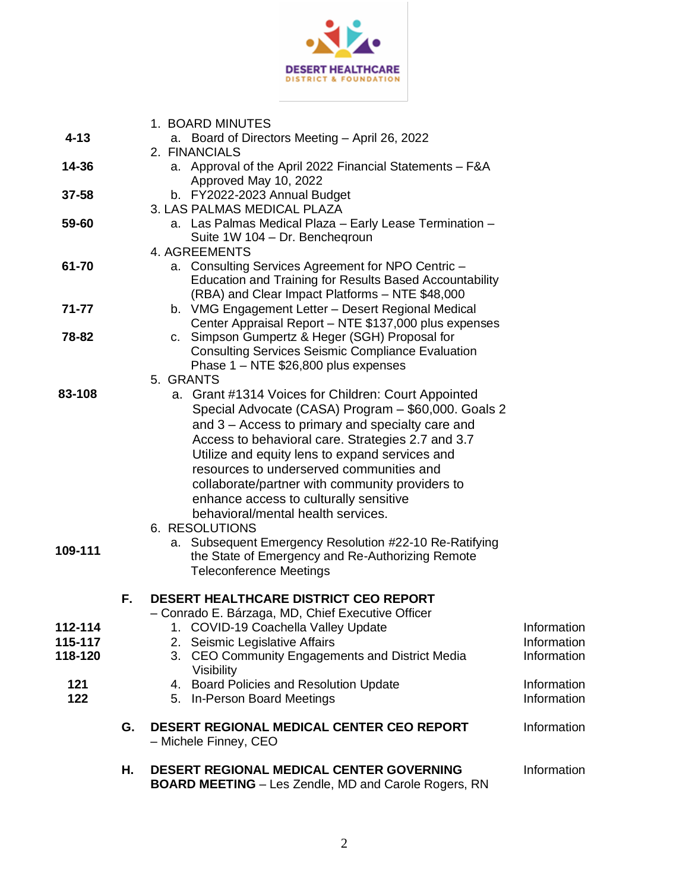| Page | Item | Action |
| --- | --- | --- |
| | 1. BOARD MINUTES | |
| 4-13 | a. Board of Directors Meeting – April 26, 2022 | |
| | 2. FINANCIALS | |
| 14-36 | a. Approval of the April 2022 Financial Statements – F&A Approved May 10, 2022 | |
| 37-58 | b. FY2022-2023 Annual Budget | |
| | 3. LAS PALMAS MEDICAL PLAZA | |
| 59-60 | a. Las Palmas Medical Plaza – Early Lease Termination – Suite 1W 104 – Dr. Bencheqroun | |
| | 4. AGREEMENTS | |
| 61-70 | a. Consulting Services Agreement for NPO Centric – Education and Training for Results Based Accountability (RBA) and Clear Impact Platforms – NTE $48,000 | |
| 71-77 | b. VMG Engagement Letter – Desert Regional Medical Center Appraisal Report – NTE $137,000 plus expenses | |
| 78-82 | c. Simpson Gumpertz & Heger (SGH) Proposal for Consulting Services Seismic Compliance Evaluation Phase 1 – NTE $26,800 plus expenses | |
| | 5. GRANTS | |
| 83-108 | a. Grant #1314 Voices for Children: Court Appointed Special Advocate (CASA) Program – $60,000. Goals 2 and 3 – Access to primary and specialty care and Access to behavioral care. Strategies 2.7 and 3.7 Utilize and equity lens to expand services and resources to underserved communities and collaborate/partner with community providers to enhance access to culturally sensitive behavioral/mental health services. | |
| | 6. RESOLUTIONS | |
| 109-111 | a. Subsequent Emergency Resolution #22-10 Re-Ratifying the State of Emergency and Re-Authorizing Remote Teleconference Meetings | |

**F. DESERT HEALTHCARE DISTRICT CEO REPORT** – Conrado E. Bárzaga, MD, Chief Executive Officer

| Page | Item | Action |
| --- | --- | --- |
| 112-114 | 1. COVID-19 Coachella Valley Update | Information |
| 115-117 | 2. Seismic Legislative Affairs | Information |
| 118-120 | 3. CEO Community Engagements and District Media Visibility | Information |
| 121 | 4. Board Policies and Resolution Update | Information |
| 122 | 5. In-Person Board Meetings | Information |

**G. DESERT REGIONAL MEDICAL CENTER CEO REPORT** – Michele Finney, CEO — Information

**H. DESERT REGIONAL MEDICAL CENTER GOVERNING BOARD MEETING** – Les Zendle, MD and Carole Rogers, RN — Information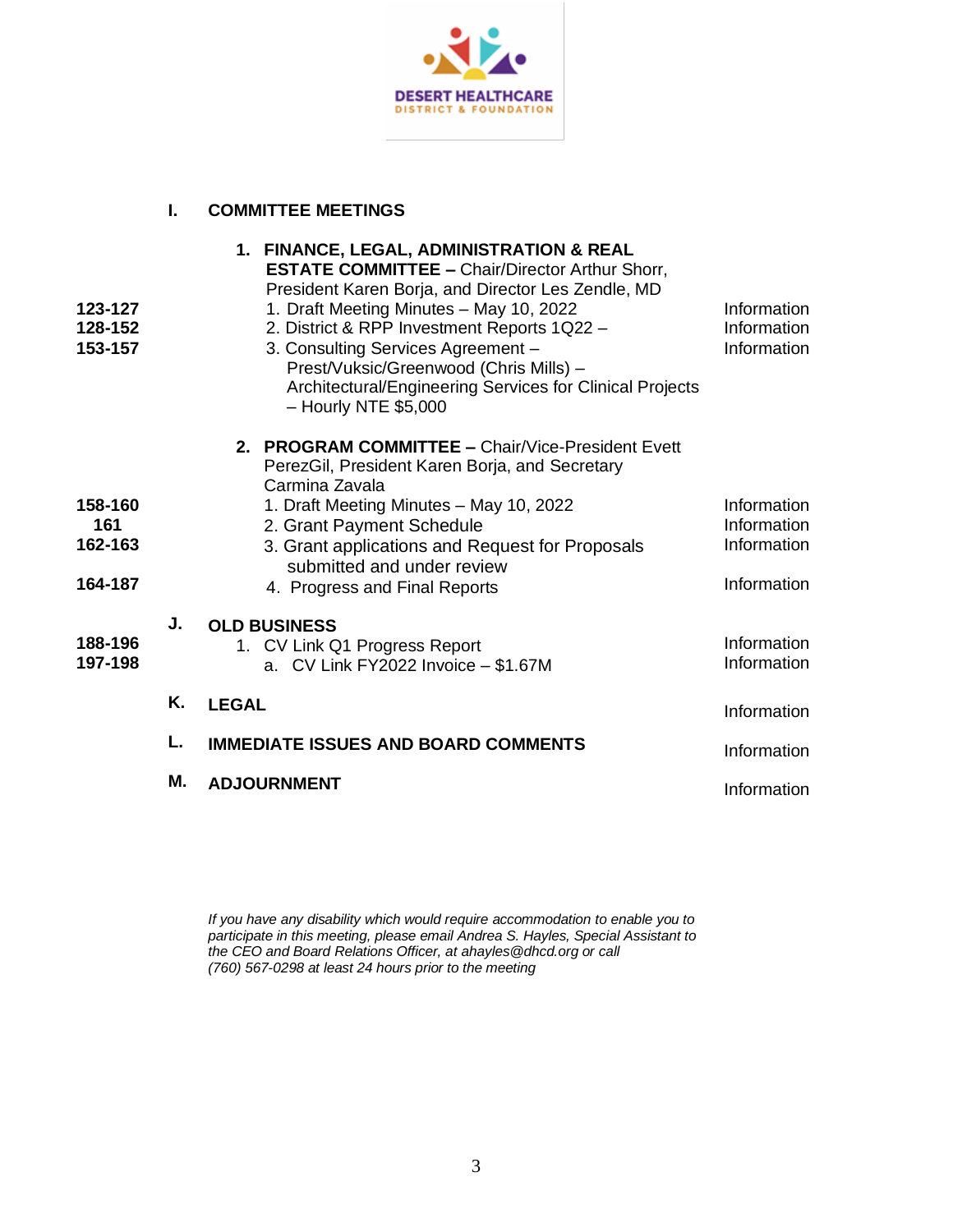DESERT HEALTHCARE
DISTRICT & FOUNDATION

| | | | |
|---|---|---|---|
| | **I.** | **COMMITTEE MEETINGS** | |
| | | **1. FINANCE, LEGAL, ADMINISTRATION & REAL ESTATE COMMITTEE –** Chair/Director Arthur Shorr, President Karen Borja, and Director Les Zendle, MD | |
| **123-127** | | 1. Draft Meeting Minutes – May 10, 2022 | Information |
| **128-152** | | 2. District & RPP Investment Reports 1Q22 – | Information |
| **153-157** | | 3. Consulting Services Agreement – Prest/Vuksic/Greenwood (Chris Mills) – Architectural/Engineering Services for Clinical Projects – Hourly NTE $5,000 | Information |
| | | **2. PROGRAM COMMITTEE –** Chair/Vice-President Evett PerezGil, President Karen Borja, and Secretary Carmina Zavala | |
| **158-160** | | 1. Draft Meeting Minutes – May 10, 2022 | Information |
| **161** | | 2. Grant Payment Schedule | Information |
| **162-163** | | 3. Grant applications and Request for Proposals submitted and under review | Information |
| **164-187** | | 4. Progress and Final Reports | Information |
| | **J.** | **OLD BUSINESS** | |
| **188-196** | | 1. CV Link Q1 Progress Report | Information |
| **197-198** | | a. CV Link FY2022 Invoice – $1.67M | Information |
| | **K.** | **LEGAL** | Information |
| | **L.** | **IMMEDIATE ISSUES AND BOARD COMMENTS** | Information |
| | **M.** | **ADJOURNMENT** | Information |

*If you have any disability which would require accommodation to enable you to participate in this meeting, please email Andrea S. Hayles, Special Assistant to the CEO and Board Relations Officer, at ahayles@dhcd.org or call (760) 567-0298 at least 24 hours prior to the meeting*